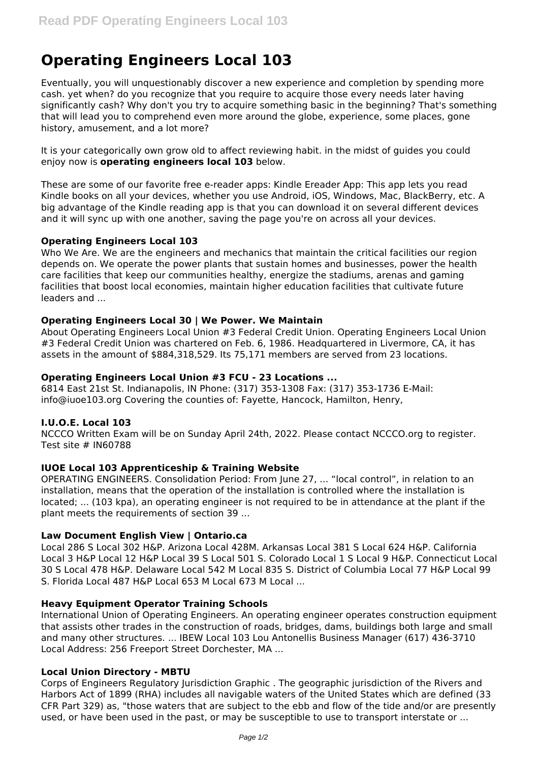# Operating Engineers Local 103

Eventually, you will unquestionably discover a new experience and completion by spending more cash. yet when? do you recognize that you require to acquire those every needs later having significantly cash? Why don't you try to acquire something basic in the beginning? That's something that will lead you to comprehend even more around the globe, experience, some places, gone history, amusement, and a lot more?

It is your categorically own grow old to affect reviewing habit. in the midst of guides you could enjoy now is **operating engineers local 103** below.

These are some of our favorite free e-reader apps: Kindle Ereader App: This app lets you read Kindle books on all your devices, whether you use Android, iOS, Windows, Mac, BlackBerry, etc. A big advantage of the Kindle reading app is that you can download it on several different devices and it will sync up with one another, saving the page you're on across all your devices.

### Operating Engineers Local 103

Who We Are. We are the engineers and mechanics that maintain the critical facilities our region depends on. We operate the power plants that sustain homes and businesses, power the health care facilities that keep our communities healthy, energize the stadiums, arenas and gaming facilities that boost local economies, maintain higher education facilities that cultivate future leaders and ...

### Operating Engineers Local 30 | We Power. We Maintain

About Operating Engineers Local Union #3 Federal Credit Union. Operating Engineers Local Union #3 Federal Credit Union was chartered on Feb. 6, 1986. Headquartered in Livermore, CA, it has assets in the amount of $884,318,529. Its 75,171 members are served from 23 locations.

### Operating Engineers Local Union #3 FCU - 23 Locations ...

6814 East 21st St. Indianapolis, IN Phone: (317) 353-1308 Fax: (317) 353-1736 E-Mail: info@iuoe103.org Covering the counties of: Fayette, Hancock, Hamilton, Henry,

### I.U.O.E. Local 103

NCCCO Written Exam will be on Sunday April 24th, 2022. Please contact NCCCO.org to register. Test site # IN60788

### IUOE Local 103 Apprenticeship & Training Website

OPERATING ENGINEERS. Consolidation Period: From June 27, ... "local control", in relation to an installation, means that the operation of the installation is controlled where the installation is located; ... (103 kpa), an operating engineer is not required to be in attendance at the plant if the plant meets the requirements of section 39 ...

### Law Document English View | Ontario.ca

Local 286 S Local 302 H&P. Arizona Local 428M. Arkansas Local 381 S Local 624 H&P. California Local 3 H&P Local 12 H&P Local 39 S Local 501 S. Colorado Local 1 S Local 9 H&P. Connecticut Local 30 S Local 478 H&P. Delaware Local 542 M Local 835 S. District of Columbia Local 77 H&P Local 99 S. Florida Local 487 H&P Local 653 M Local 673 M Local ...

### Heavy Equipment Operator Training Schools

International Union of Operating Engineers. An operating engineer operates construction equipment that assists other trades in the construction of roads, bridges, dams, buildings both large and small and many other structures. ... IBEW Local 103 Lou Antonellis Business Manager (617) 436-3710 Local Address: 256 Freeport Street Dorchester, MA ...

### Local Union Directory - MBTU

Corps of Engineers Regulatory Jurisdiction Graphic . The geographic jurisdiction of the Rivers and Harbors Act of 1899 (RHA) includes all navigable waters of the United States which are defined (33 CFR Part 329) as, "those waters that are subject to the ebb and flow of the tide and/or are presently used, or have been used in the past, or may be susceptible to use to transport interstate or ...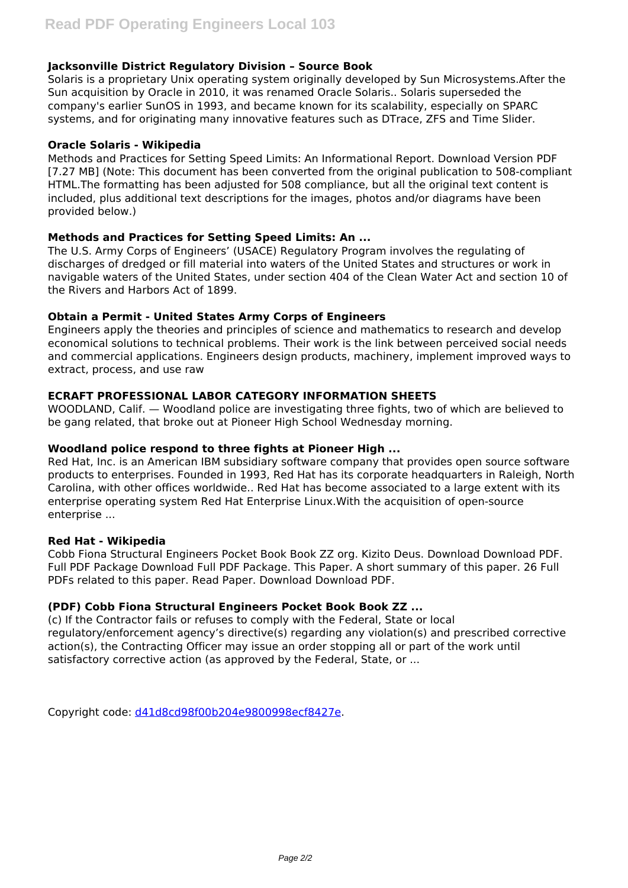### Jacksonville District Regulatory Division – Source Book

Solaris is a proprietary Unix operating system originally developed by Sun Microsystems.After the Sun acquisition by Oracle in 2010, it was renamed Oracle Solaris.. Solaris superseded the company's earlier SunOS in 1993, and became known for its scalability, especially on SPARC systems, and for originating many innovative features such as DTrace, ZFS and Time Slider.

### Oracle Solaris - Wikipedia

Methods and Practices for Setting Speed Limits: An Informational Report. Download Version PDF [7.27 MB] (Note: This document has been converted from the original publication to 508-compliant HTML.The formatting has been adjusted for 508 compliance, but all the original text content is included, plus additional text descriptions for the images, photos and/or diagrams have been provided below.)

### Methods and Practices for Setting Speed Limits: An ...

The U.S. Army Corps of Engineers' (USACE) Regulatory Program involves the regulating of discharges of dredged or fill material into waters of the United States and structures or work in navigable waters of the United States, under section 404 of the Clean Water Act and section 10 of the Rivers and Harbors Act of 1899.

### Obtain a Permit - United States Army Corps of Engineers

Engineers apply the theories and principles of science and mathematics to research and develop economical solutions to technical problems. Their work is the link between perceived social needs and commercial applications. Engineers design products, machinery, implement improved ways to extract, process, and use raw

### ECRAFT PROFESSIONAL LABOR CATEGORY INFORMATION SHEETS

WOODLAND, Calif. — Woodland police are investigating three fights, two of which are believed to be gang related, that broke out at Pioneer High School Wednesday morning.

### Woodland police respond to three fights at Pioneer High ...

Red Hat, Inc. is an American IBM subsidiary software company that provides open source software products to enterprises. Founded in 1993, Red Hat has its corporate headquarters in Raleigh, North Carolina, with other offices worldwide.. Red Hat has become associated to a large extent with its enterprise operating system Red Hat Enterprise Linux.With the acquisition of open-source enterprise ...

### Red Hat - Wikipedia

Cobb Fiona Structural Engineers Pocket Book Book ZZ org. Kizito Deus. Download Download PDF. Full PDF Package Download Full PDF Package. This Paper. A short summary of this paper. 26 Full PDFs related to this paper. Read Paper. Download Download PDF.

### (PDF) Cobb Fiona Structural Engineers Pocket Book Book ZZ ...

(c) If the Contractor fails or refuses to comply with the Federal, State or local regulatory/enforcement agency's directive(s) regarding any violation(s) and prescribed corrective action(s), the Contracting Officer may issue an order stopping all or part of the work until satisfactory corrective action (as approved by the Federal, State, or ...

Copyright code: d41d8cd98f00b204e9800998ecf8427e.